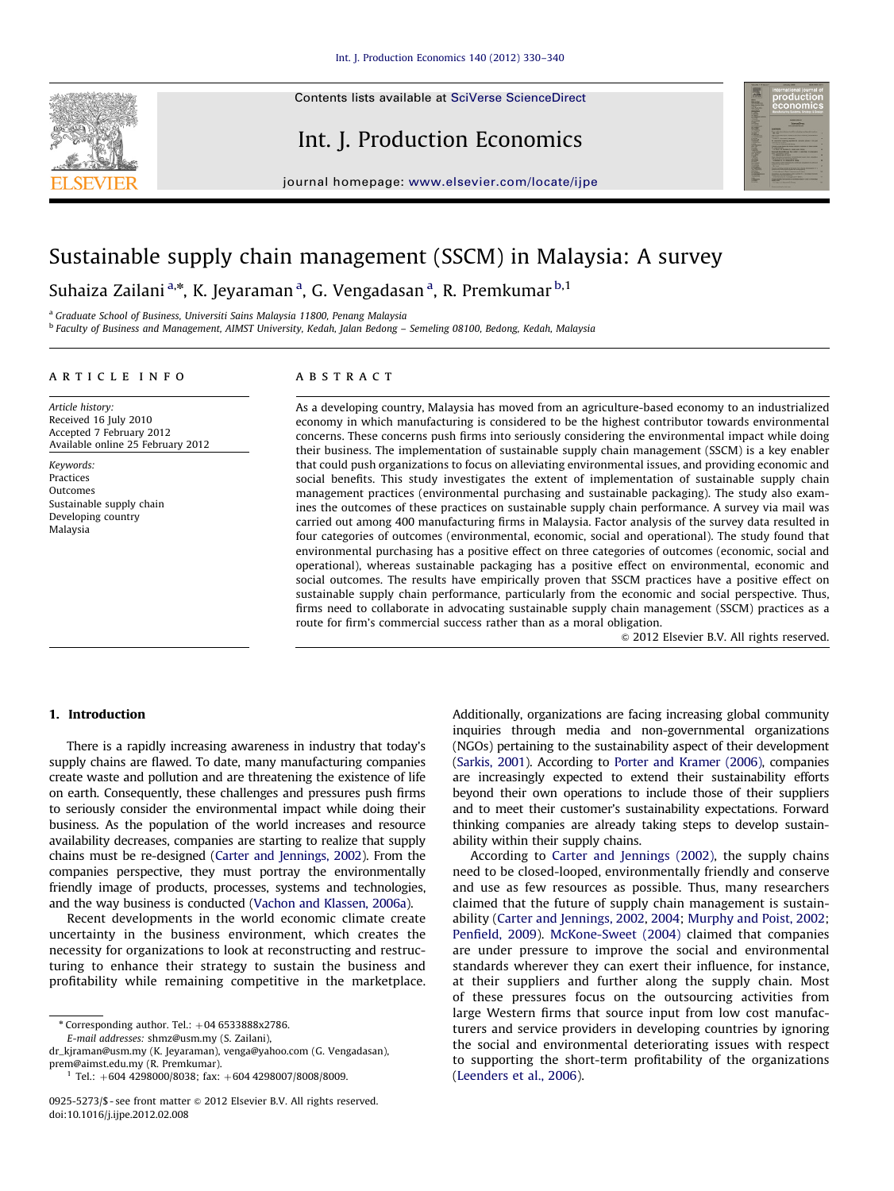Contents lists available at SciVerse ScienceDirect

# Int. J. Production Economics

journal homepage: www.elsevier.com/locate/ijpe

# Sustainable supply chain management (SSCM) in Malaysia: A survey

Suhaiza Zailani [a,*], K. Jeyaraman [a], G. Vengadasan [a], R. Premkumar [b,1]

[a] Graduate School of Business, Universiti Sains Malaysia 11800, Penang Malaysia

[b] Faculty of Business and Management, AIMST University, Kedah, Jalan Bedong – Semeling 08100, Bedong, Kedah, Malaysia

ARTICLE INFO

*Article history:*
Received 16 July 2010
Accepted 7 February 2012
Available online 25 February 2012

*Keywords:*
Practices
Outcomes
Sustainable supply chain
Developing country
Malaysia

ABSTRACT

As a developing country, Malaysia has moved from an agriculture-based economy to an industrialized economy in which manufacturing is considered to be the highest contributor towards environmental concerns. These concerns push firms into seriously considering the environmental impact while doing their business. The implementation of sustainable supply chain management (SSCM) is a key enabler that could push organizations to focus on alleviating environmental issues, and providing economic and social benefits. This study investigates the extent of implementation of sustainable supply chain management practices (environmental purchasing and sustainable packaging). The study also examines the outcomes of these practices on sustainable supply chain performance. A survey via mail was carried out among 400 manufacturing firms in Malaysia. Factor analysis of the survey data resulted in four categories of outcomes (environmental, economic, social and operational). The study found that environmental purchasing has a positive effect on three categories of outcomes (economic, social and operational), whereas sustainable packaging has a positive effect on environmental, economic and social outcomes. The results have empirically proven that SSCM practices have a positive effect on sustainable supply chain performance, particularly from the economic and social perspective. Thus, firms need to collaborate in advocating sustainable supply chain management (SSCM) practices as a route for firm's commercial success rather than as a moral obligation.

© 2012 Elsevier B.V. All rights reserved.

## 1. Introduction

There is a rapidly increasing awareness in industry that today's supply chains are flawed. To date, many manufacturing companies create waste and pollution and are threatening the existence of life on earth. Consequently, these challenges and pressures push firms to seriously consider the environmental impact while doing their business. As the population of the world increases and resource availability decreases, companies are starting to realize that supply chains must be re-designed (Carter and Jennings, 2002). From the companies perspective, they must portray the environmentally friendly image of products, processes, systems and technologies, and the way business is conducted (Vachon and Klassen, 2006a).

Recent developments in the world economic climate create uncertainty in the business environment, which creates the necessity for organizations to look at reconstructing and restructuring to enhance their strategy to sustain the business and profitability while remaining competitive in the marketplace. Additionally, organizations are facing increasing global community inquiries through media and non-governmental organizations (NGOs) pertaining to the sustainability aspect of their development (Sarkis, 2001). According to Porter and Kramer (2006), companies are increasingly expected to extend their sustainability efforts beyond their own operations to include those of their suppliers and to meet their customer's sustainability expectations. Forward thinking companies are already taking steps to develop sustainability within their supply chains.

According to Carter and Jennings (2002), the supply chains need to be closed-looped, environmentally friendly and conserve and use as few resources as possible. Thus, many researchers claimed that the future of supply chain management is sustainability (Carter and Jennings, 2002, 2004; Murphy and Poist, 2002; Penfield, 2009). McKone-Sweet (2004) claimed that companies are under pressure to improve the social and environmental standards wherever they can exert their influence, for instance, at their suppliers and further along the supply chain. Most of these pressures focus on the outsourcing activities from large Western firms that source input from low cost manufacturers and service providers in developing countries by ignoring the social and environmental deteriorating issues with respect to supporting the short-term profitability of the organizations (Leenders et al., 2006).

* Corresponding author. Tel.: +04 6533888x2786.
*E-mail addresses:* shmz@usm.my (S. Zailani), dr_kjraman@usm.my (K. Jeyaraman), venga@yahoo.com (G. Vengadasan), prem@aimst.edu.my (R. Premkumar).

[1] Tel.: +604 4298000/8038; fax: +604 4298007/8008/8009.

0925-5273/$ - see front matter © 2012 Elsevier B.V. All rights reserved.
doi:10.1016/j.ijpe.2012.02.008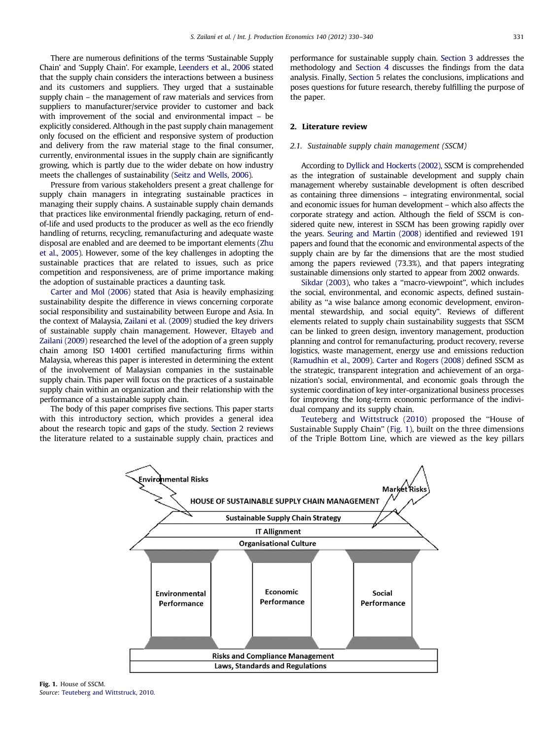There are numerous definitions of the terms 'Sustainable Supply Chain' and 'Supply Chain'. For example, Leenders et al., 2006 stated that the supply chain considers the interactions between a business and its customers and suppliers. They urged that a sustainable supply chain – the management of raw materials and services from suppliers to manufacturer/service provider to customer and back with improvement of the social and environmental impact – be explicitly considered. Although in the past supply chain management only focused on the efficient and responsive system of production and delivery from the raw material stage to the final consumer, currently, environmental issues in the supply chain are significantly growing, which is partly due to the wider debate on how industry meets the challenges of sustainability (Seitz and Wells, 2006).

Pressure from various stakeholders present a great challenge for supply chain managers in integrating sustainable practices in managing their supply chains. A sustainable supply chain demands that practices like environmental friendly packaging, return of end-of-life and used products to the producer as well as the eco friendly handling of returns, recycling, remanufacturing and adequate waste disposal are enabled and are deemed to be important elements (Zhu et al., 2005). However, some of the key challenges in adopting the sustainable practices that are related to issues, such as price competition and responsiveness, are of prime importance making the adoption of sustainable practices a daunting task.

Carter and Mol (2006) stated that Asia is heavily emphasizing sustainability despite the difference in views concerning corporate social responsibility and sustainability between Europe and Asia. In the context of Malaysia, Zailani et al. (2009) studied the key drivers of sustainable supply chain management. However, Eltayeb and Zailani (2009) researched the level of the adoption of a green supply chain among ISO 14001 certified manufacturing firms within Malaysia, whereas this paper is interested in determining the extent of the involvement of Malaysian companies in the sustainable supply chain. This paper will focus on the practices of a sustainable supply chain within an organization and their relationship with the performance of a sustainable supply chain.

The body of this paper comprises five sections. This paper starts with this introductory section, which provides a general idea about the research topic and gaps of the study. Section 2 reviews the literature related to a sustainable supply chain, practices and performance for sustainable supply chain. Section 3 addresses the methodology and Section 4 discusses the findings from the data analysis. Finally, Section 5 relates the conclusions, implications and poses questions for future research, thereby fulfilling the purpose of the paper.

## 2. Literature review

### 2.1. Sustainable supply chain management (SSCM)

According to Dyllick and Hockerts (2002), SSCM is comprehended as the integration of sustainable development and supply chain management whereby sustainable development is often described as containing three dimensions – integrating environmental, social and economic issues for human development – which also affects the corporate strategy and action. Although the field of SSCM is considered quite new, interest in SSCM has been growing rapidly over the years. Seuring and Martin (2008) identified and reviewed 191 papers and found that the economic and environmental aspects of the supply chain are by far the dimensions that are the most studied among the papers reviewed (73.3%), and that papers integrating sustainable dimensions only started to appear from 2002 onwards.

Sikdar (2003), who takes a "macro-viewpoint", which includes the social, environmental, and economic aspects, defined sustainability as "a wise balance among economic development, environmental stewardship, and social equity". Reviews of different elements related to supply chain sustainability suggests that SSCM can be linked to green design, inventory management, production planning and control for remanufacturing, product recovery, reverse logistics, waste management, energy use and emissions reduction (Ramudhin et al., 2009). Carter and Rogers (2008) defined SSCM as the strategic, transparent integration and achievement of an organization's social, environmental, and economic goals through the systemic coordination of key inter-organizational business processes for improving the long-term economic performance of the individual company and its supply chain.

Teuteberg and Wittstruck (2010) proposed the "House of Sustainable Supply Chain" (Fig. 1), built on the three dimensions of the Triple Bottom Line, which are viewed as the key pillars

Fig. 1. House of SSCM.
*Source*: Teuteberg and Wittstruck, 2010.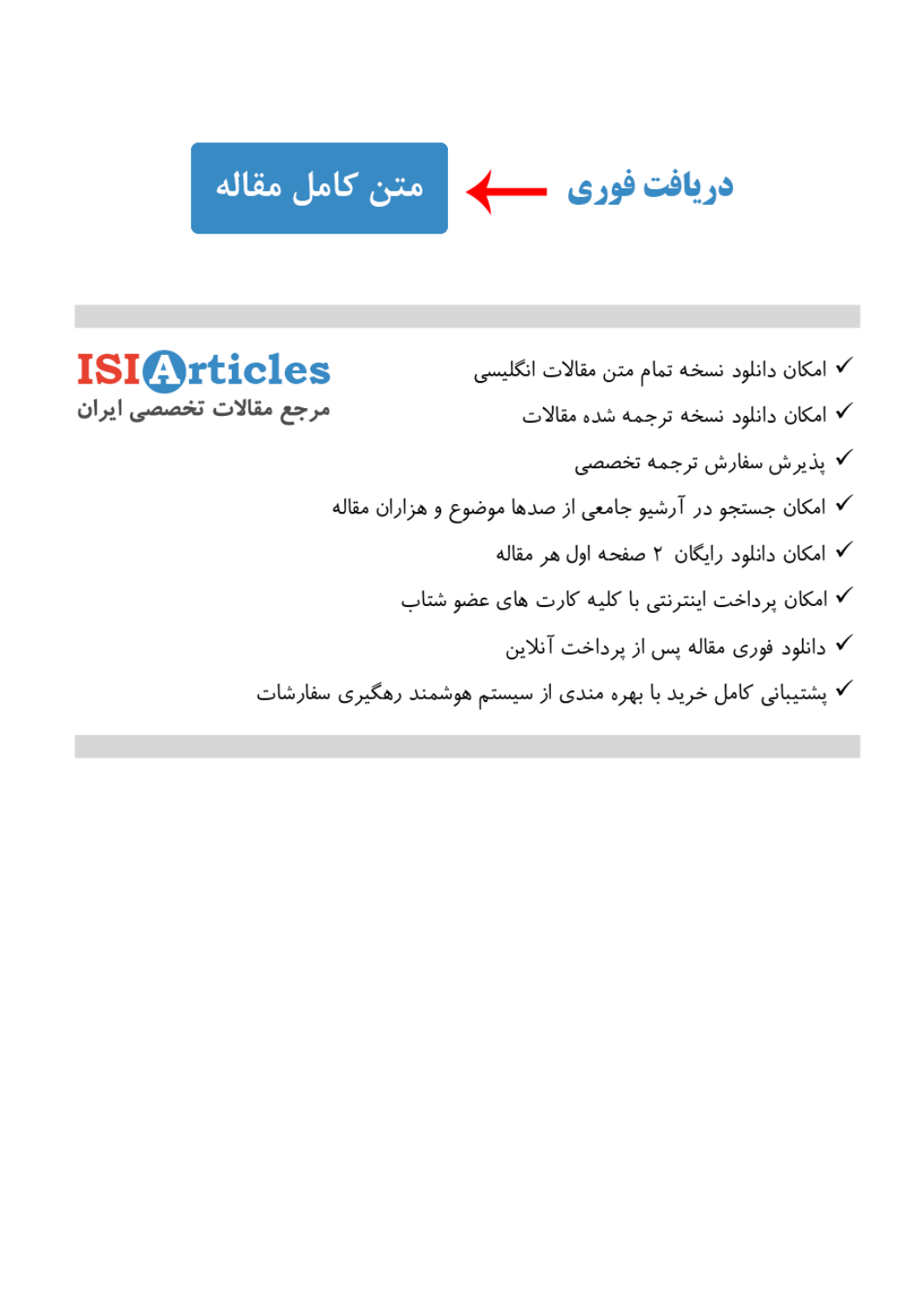دریافت فوری ← متن کامل مقاله

**ISIArticles**
مرجع مقالات تخصصی ایران

- ✓ امکان دانلود نسخه تمام متن مقالات انگلیسی
- ✓ امکان دانلود نسخه ترجمه شده مقالات
- ✓ پذیرش سفارش ترجمه تخصصی
- ✓ امکان جستجو در آرشیو جامعی از صدها موضوع و هزاران مقاله
- ✓ امکان دانلود رایگان ۲ صفحه اول هر مقاله
- ✓ امکان پرداخت اینترنتی با کلیه کارت های عضو شتاب
- ✓ دانلود فوری مقاله پس از پرداخت آنلاین
- ✓ پشتیبانی کامل خرید با بهره مندی از سیستم هوشمند رهگیری سفارشات